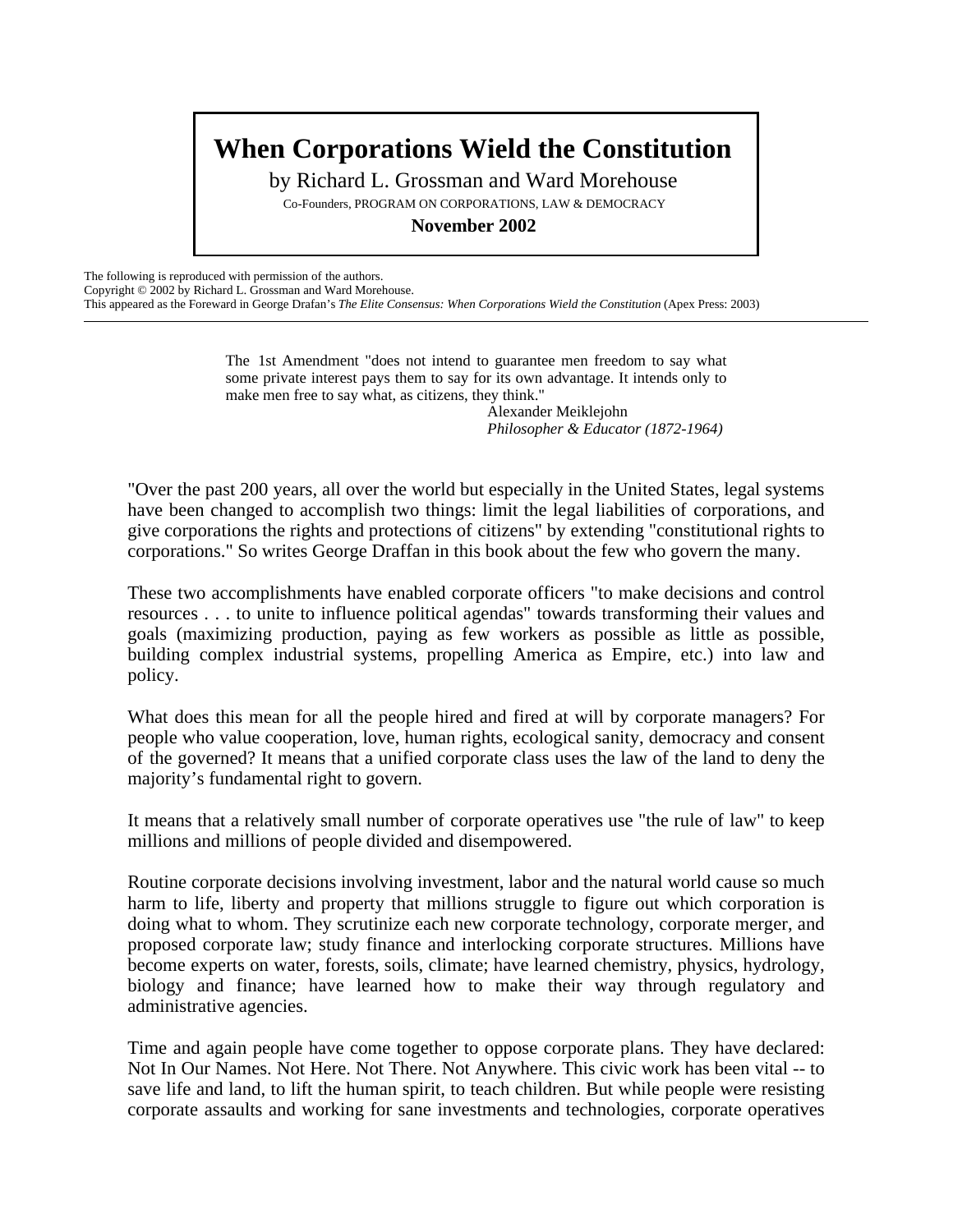# When Corporations Wield the Constitution

by Richard L. Grossman and Ward Morehouse

Co-Founders, PROGRAM ON CORPORATIONS, LAW & DEMOCRACY

**November 2002**

The following is reproduced with permission of the authors.
Copyright © 2002 by Richard L. Grossman and Ward Morehouse.
This appeared as the Foreward in George Drafan's *The Elite Consensus: When Corporations Wield the Constitution* (Apex Press: 2003)

---

> The 1st Amendment "does not intend to guarantee men freedom to say what some private interest pays them to say for its own advantage. It intends only to make men free to say what, as citizens, they think."
>
> Alexander Meiklejohn
> *Philosopher & Educator (1872-1964)*

"Over the past 200 years, all over the world but especially in the United States, legal systems have been changed to accomplish two things: limit the legal liabilities of corporations, and give corporations the rights and protections of citizens" by extending "constitutional rights to corporations." So writes George Draffan in this book about the few who govern the many.

These two accomplishments have enabled corporate officers "to make decisions and control resources . . . to unite to influence political agendas" towards transforming their values and goals (maximizing production, paying as few workers as possible as little as possible, building complex industrial systems, propelling America as Empire, etc.) into law and policy.

What does this mean for all the people hired and fired at will by corporate managers? For people who value cooperation, love, human rights, ecological sanity, democracy and consent of the governed? It means that a unified corporate class uses the law of the land to deny the majority's fundamental right to govern.

It means that a relatively small number of corporate operatives use "the rule of law" to keep millions and millions of people divided and disempowered.

Routine corporate decisions involving investment, labor and the natural world cause so much harm to life, liberty and property that millions struggle to figure out which corporation is doing what to whom. They scrutinize each new corporate technology, corporate merger, and proposed corporate law; study finance and interlocking corporate structures. Millions have become experts on water, forests, soils, climate; have learned chemistry, physics, hydrology, biology and finance; have learned how to make their way through regulatory and administrative agencies.

Time and again people have come together to oppose corporate plans. They have declared: Not In Our Names. Not Here. Not There. Not Anywhere. This civic work has been vital -- to save life and land, to lift the human spirit, to teach children. But while people were resisting corporate assaults and working for sane investments and technologies, corporate operatives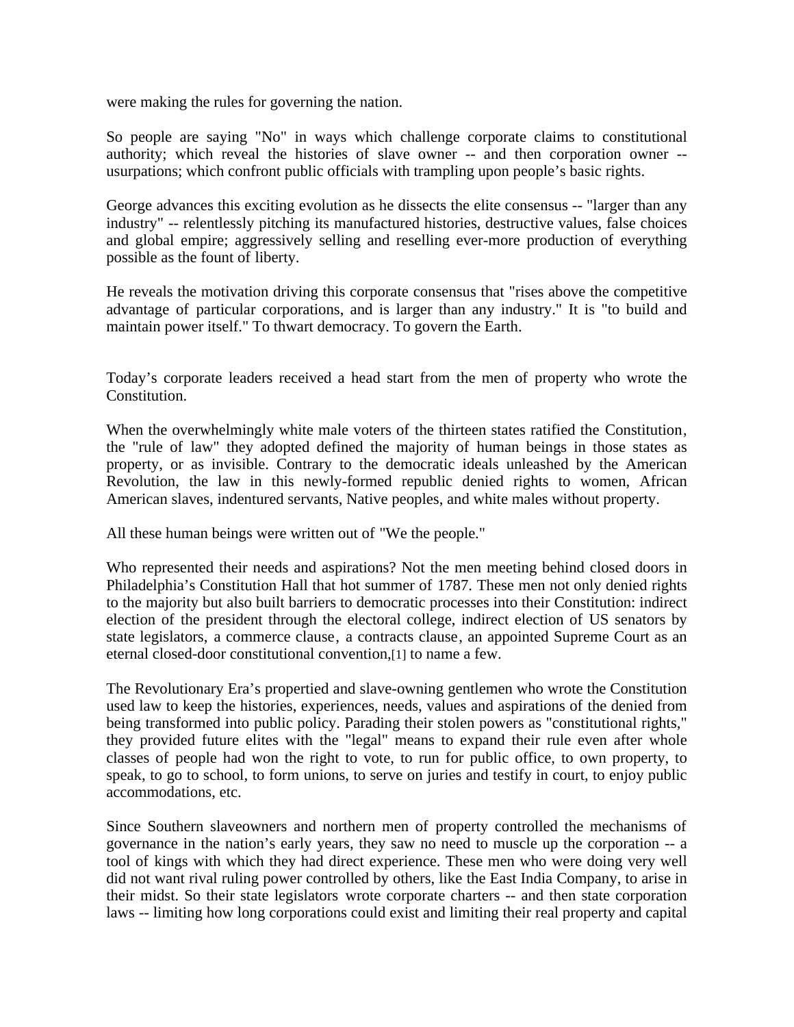were making the rules for governing the nation.

So people are saying "No" in ways which challenge corporate claims to constitutional authority; which reveal the histories of slave owner -- and then corporation owner -- usurpations; which confront public officials with trampling upon people's basic rights.

George advances this exciting evolution as he dissects the elite consensus -- "larger than any industry" -- relentlessly pitching its manufactured histories, destructive values, false choices and global empire; aggressively selling and reselling ever-more production of everything possible as the fount of liberty.

He reveals the motivation driving this corporate consensus that "rises above the competitive advantage of particular corporations, and is larger than any industry." It is "to build and maintain power itself." To thwart democracy. To govern the Earth.

Today's corporate leaders received a head start from the men of property who wrote the Constitution.

When the overwhelmingly white male voters of the thirteen states ratified the Constitution, the "rule of law" they adopted defined the majority of human beings in those states as property, or as invisible. Contrary to the democratic ideals unleashed by the American Revolution, the law in this newly-formed republic denied rights to women, African American slaves, indentured servants, Native peoples, and white males without property.

All these human beings were written out of "We the people."

Who represented their needs and aspirations? Not the men meeting behind closed doors in Philadelphia's Constitution Hall that hot summer of 1787. These men not only denied rights to the majority but also built barriers to democratic processes into their Constitution: indirect election of the president through the electoral college, indirect election of US senators by state legislators, a commerce clause, a contracts clause, an appointed Supreme Court as an eternal closed-door constitutional convention,[1] to name a few.

The Revolutionary Era's propertied and slave-owning gentlemen who wrote the Constitution used law to keep the histories, experiences, needs, values and aspirations of the denied from being transformed into public policy. Parading their stolen powers as "constitutional rights," they provided future elites with the "legal" means to expand their rule even after whole classes of people had won the right to vote, to run for public office, to own property, to speak, to go to school, to form unions, to serve on juries and testify in court, to enjoy public accommodations, etc.

Since Southern slaveowners and northern men of property controlled the mechanisms of governance in the nation's early years, they saw no need to muscle up the corporation -- a tool of kings with which they had direct experience. These men who were doing very well did not want rival ruling power controlled by others, like the East India Company, to arise in their midst. So their state legislators wrote corporate charters -- and then state corporation laws -- limiting how long corporations could exist and limiting their real property and capital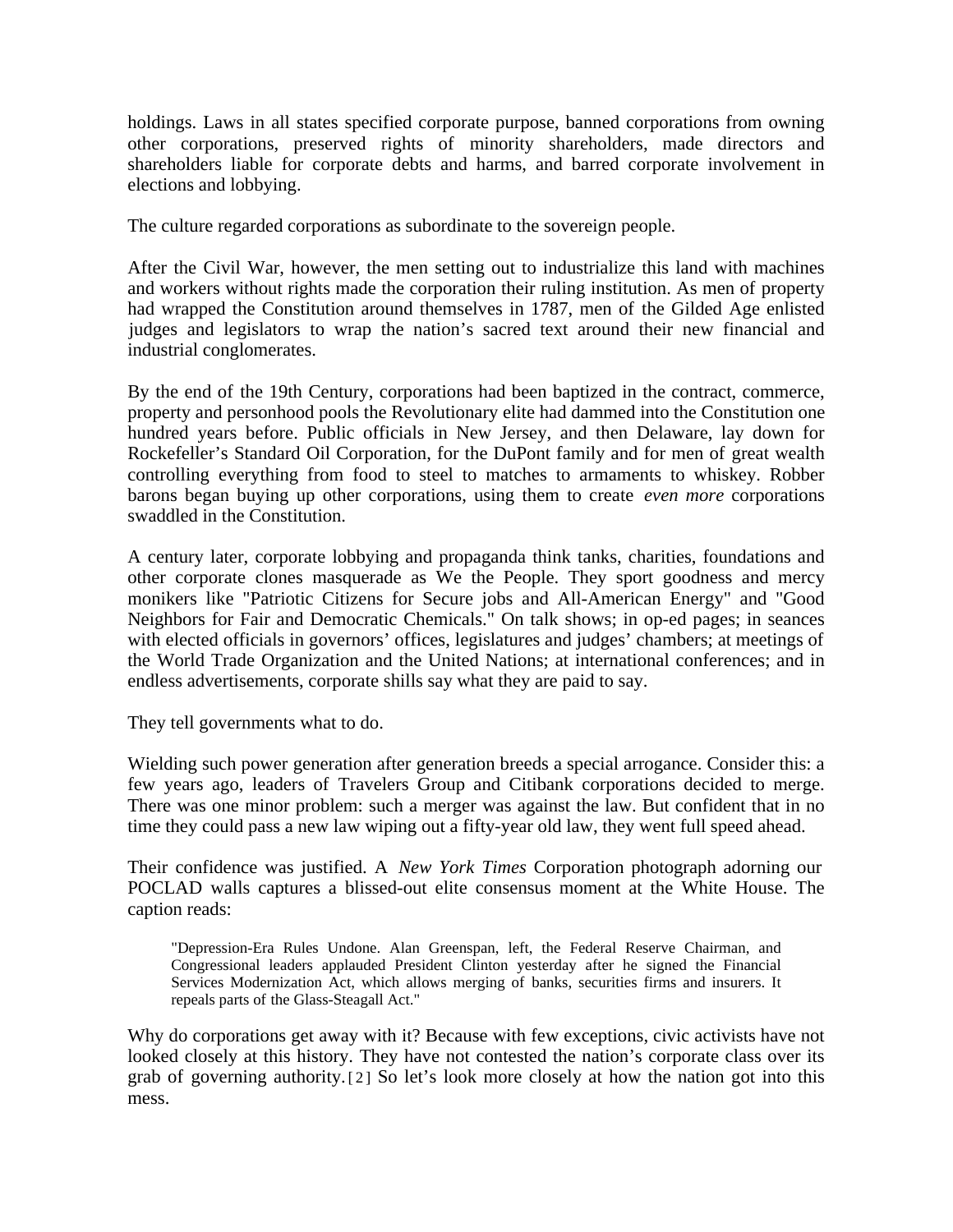holdings. Laws in all states specified corporate purpose, banned corporations from owning other corporations, preserved rights of minority shareholders, made directors and shareholders liable for corporate debts and harms, and barred corporate involvement in elections and lobbying.

The culture regarded corporations as subordinate to the sovereign people.

After the Civil War, however, the men setting out to industrialize this land with machines and workers without rights made the corporation their ruling institution. As men of property had wrapped the Constitution around themselves in 1787, men of the Gilded Age enlisted judges and legislators to wrap the nation's sacred text around their new financial and industrial conglomerates.

By the end of the 19th Century, corporations had been baptized in the contract, commerce, property and personhood pools the Revolutionary elite had dammed into the Constitution one hundred years before. Public officials in New Jersey, and then Delaware, lay down for Rockefeller's Standard Oil Corporation, for the DuPont family and for men of great wealth controlling everything from food to steel to matches to armaments to whiskey. Robber barons began buying up other corporations, using them to create *even more* corporations swaddled in the Constitution.

A century later, corporate lobbying and propaganda think tanks, charities, foundations and other corporate clones masquerade as We the People. They sport goodness and mercy monikers like "Patriotic Citizens for Secure jobs and All-American Energy" and "Good Neighbors for Fair and Democratic Chemicals." On talk shows; in op-ed pages; in seances with elected officials in governors' offices, legislatures and judges' chambers; at meetings of the World Trade Organization and the United Nations; at international conferences; and in endless advertisements, corporate shills say what they are paid to say.

They tell governments what to do.

Wielding such power generation after generation breeds a special arrogance. Consider this: a few years ago, leaders of Travelers Group and Citibank corporations decided to merge. There was one minor problem: such a merger was against the law. But confident that in no time they could pass a new law wiping out a fifty-year old law, they went full speed ahead.

Their confidence was justified. A *New York Times* Corporation photograph adorning our POCLAD walls captures a blissed-out elite consensus moment at the White House. The caption reads:

> "Depression-Era Rules Undone. Alan Greenspan, left, the Federal Reserve Chairman, and Congressional leaders applauded President Clinton yesterday after he signed the Financial Services Modernization Act, which allows merging of banks, securities firms and insurers. It repeals parts of the Glass-Steagall Act."

Why do corporations get away with it? Because with few exceptions, civic activists have not looked closely at this history. They have not contested the nation's corporate class over its grab of governing authority.[2] So let's look more closely at how the nation got into this mess.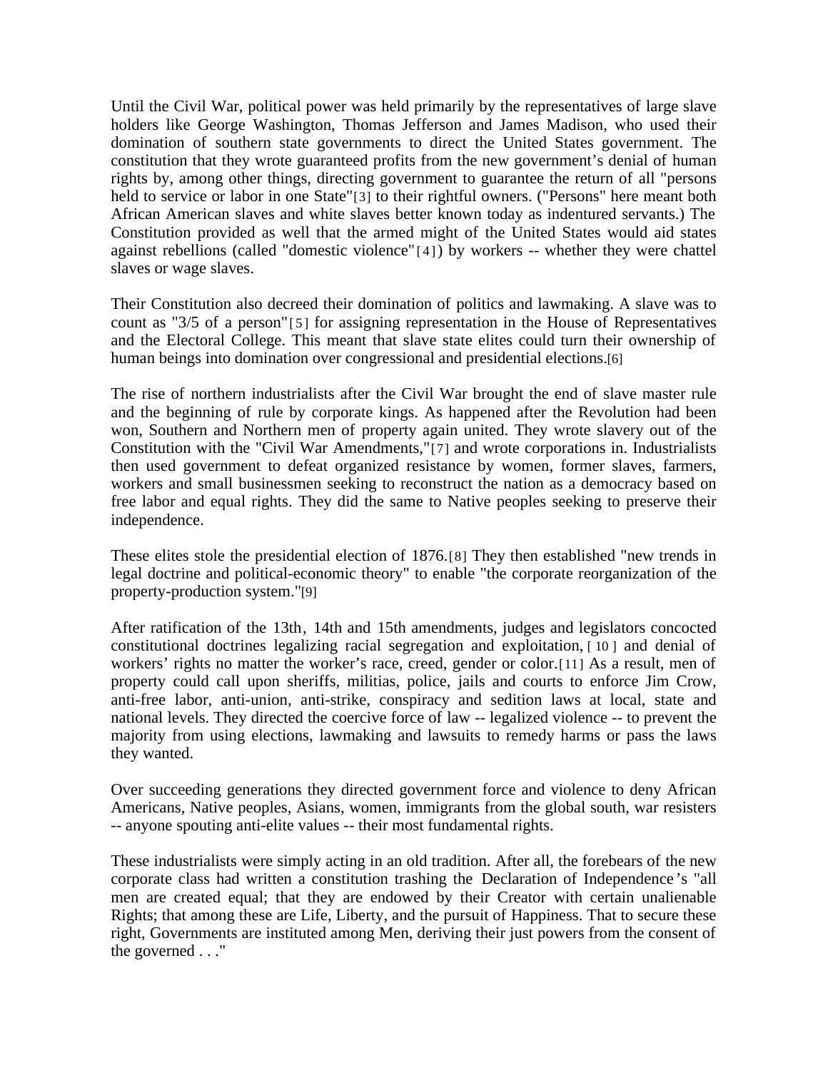Until the Civil War, political power was held primarily by the representatives of large slave holders like George Washington, Thomas Jefferson and James Madison, who used their domination of southern state governments to direct the United States government. The constitution that they wrote guaranteed profits from the new government's denial of human rights by, among other things, directing government to guarantee the return of all "persons held to service or labor in one State"[3] to their rightful owners. ("Persons" here meant both African American slaves and white slaves better known today as indentured servants.) The Constitution provided as well that the armed might of the United States would aid states against rebellions (called "domestic violence"[4]) by workers -- whether they were chattel slaves or wage slaves.

Their Constitution also decreed their domination of politics and lawmaking. A slave was to count as "3/5 of a person"[5] for assigning representation in the House of Representatives and the Electoral College. This meant that slave state elites could turn their ownership of human beings into domination over congressional and presidential elections.[6]

The rise of northern industrialists after the Civil War brought the end of slave master rule and the beginning of rule by corporate kings. As happened after the Revolution had been won, Southern and Northern men of property again united. They wrote slavery out of the Constitution with the "Civil War Amendments,"[7] and wrote corporations in. Industrialists then used government to defeat organized resistance by women, former slaves, farmers, workers and small businessmen seeking to reconstruct the nation as a democracy based on free labor and equal rights. They did the same to Native peoples seeking to preserve their independence.

These elites stole the presidential election of 1876.[8] They then established "new trends in legal doctrine and political-economic theory" to enable "the corporate reorganization of the property-production system."[9]

After ratification of the 13th, 14th and 15th amendments, judges and legislators concocted constitutional doctrines legalizing racial segregation and exploitation,[10] and denial of workers' rights no matter the worker's race, creed, gender or color.[11] As a result, men of property could call upon sheriffs, militias, police, jails and courts to enforce Jim Crow, anti-free labor, anti-union, anti-strike, conspiracy and sedition laws at local, state and national levels. They directed the coercive force of law -- legalized violence -- to prevent the majority from using elections, lawmaking and lawsuits to remedy harms or pass the laws they wanted.

Over succeeding generations they directed government force and violence to deny African Americans, Native peoples, Asians, women, immigrants from the global south, war resisters -- anyone spouting anti-elite values -- their most fundamental rights.

These industrialists were simply acting in an old tradition. After all, the forebears of the new corporate class had written a constitution trashing the Declaration of Independence's "all men are created equal; that they are endowed by their Creator with certain unalienable Rights; that among these are Life, Liberty, and the pursuit of Happiness. That to secure these right, Governments are instituted among Men, deriving their just powers from the consent of the governed . . ."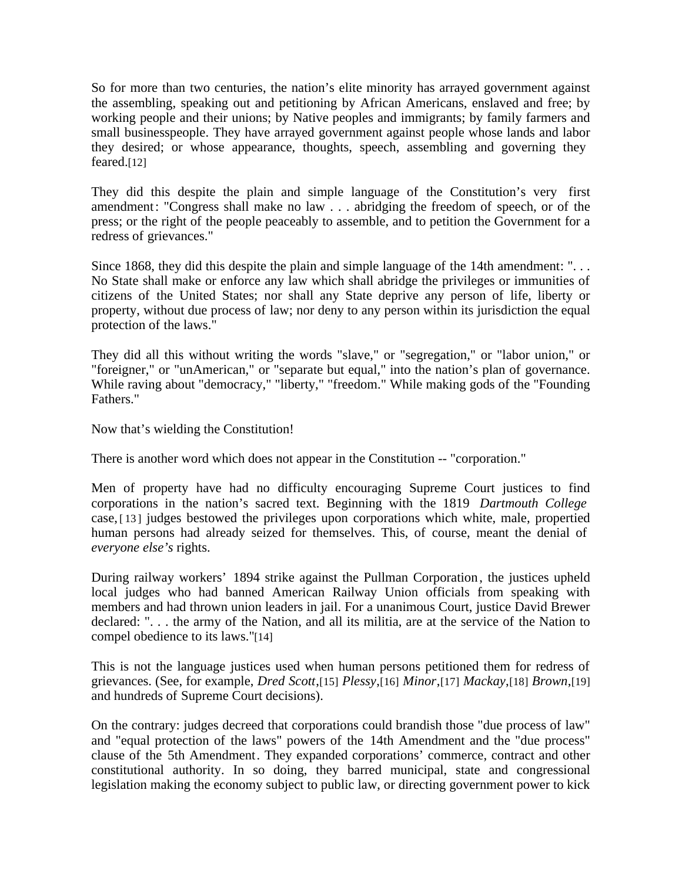So for more than two centuries, the nation's elite minority has arrayed government against the assembling, speaking out and petitioning by African Americans, enslaved and free; by working people and their unions; by Native peoples and immigrants; by family farmers and small businesspeople. They have arrayed government against people whose lands and labor they desired; or whose appearance, thoughts, speech, assembling and governing they feared.[12]

They did this despite the plain and simple language of the Constitution's very first amendment: "Congress shall make no law . . . abridging the freedom of speech, or of the press; or the right of the people peaceably to assemble, and to petition the Government for a redress of grievances."

Since 1868, they did this despite the plain and simple language of the 14th amendment: ". . . No State shall make or enforce any law which shall abridge the privileges or immunities of citizens of the United States; nor shall any State deprive any person of life, liberty or property, without due process of law; nor deny to any person within its jurisdiction the equal protection of the laws."

They did all this without writing the words "slave," or "segregation," or "labor union," or "foreigner," or "unAmerican," or "separate but equal," into the nation's plan of governance. While raving about "democracy," "liberty," "freedom." While making gods of the "Founding Fathers."

Now that's wielding the Constitution!

There is another word which does not appear in the Constitution -- "corporation."

Men of property have had no difficulty encouraging Supreme Court justices to find corporations in the nation's sacred text. Beginning with the 1819 *Dartmouth College* case,[13] judges bestowed the privileges upon corporations which white, male, propertied human persons had already seized for themselves. This, of course, meant the denial of *everyone else's* rights.

During railway workers' 1894 strike against the Pullman Corporation, the justices upheld local judges who had banned American Railway Union officials from speaking with members and had thrown union leaders in jail. For a unanimous Court, justice David Brewer declared: ". . . the army of the Nation, and all its militia, are at the service of the Nation to compel obedience to its laws."[14]

This is not the language justices used when human persons petitioned them for redress of grievances. (See, for example, *Dred Scott*,[15] *Plessy*,[16] *Minor*,[17] *Mackay*,[18] *Brown*,[19] and hundreds of Supreme Court decisions).

On the contrary: judges decreed that corporations could brandish those "due process of law" and "equal protection of the laws" powers of the 14th Amendment and the "due process" clause of the 5th Amendment. They expanded corporations' commerce, contract and other constitutional authority. In so doing, they barred municipal, state and congressional legislation making the economy subject to public law, or directing government power to kick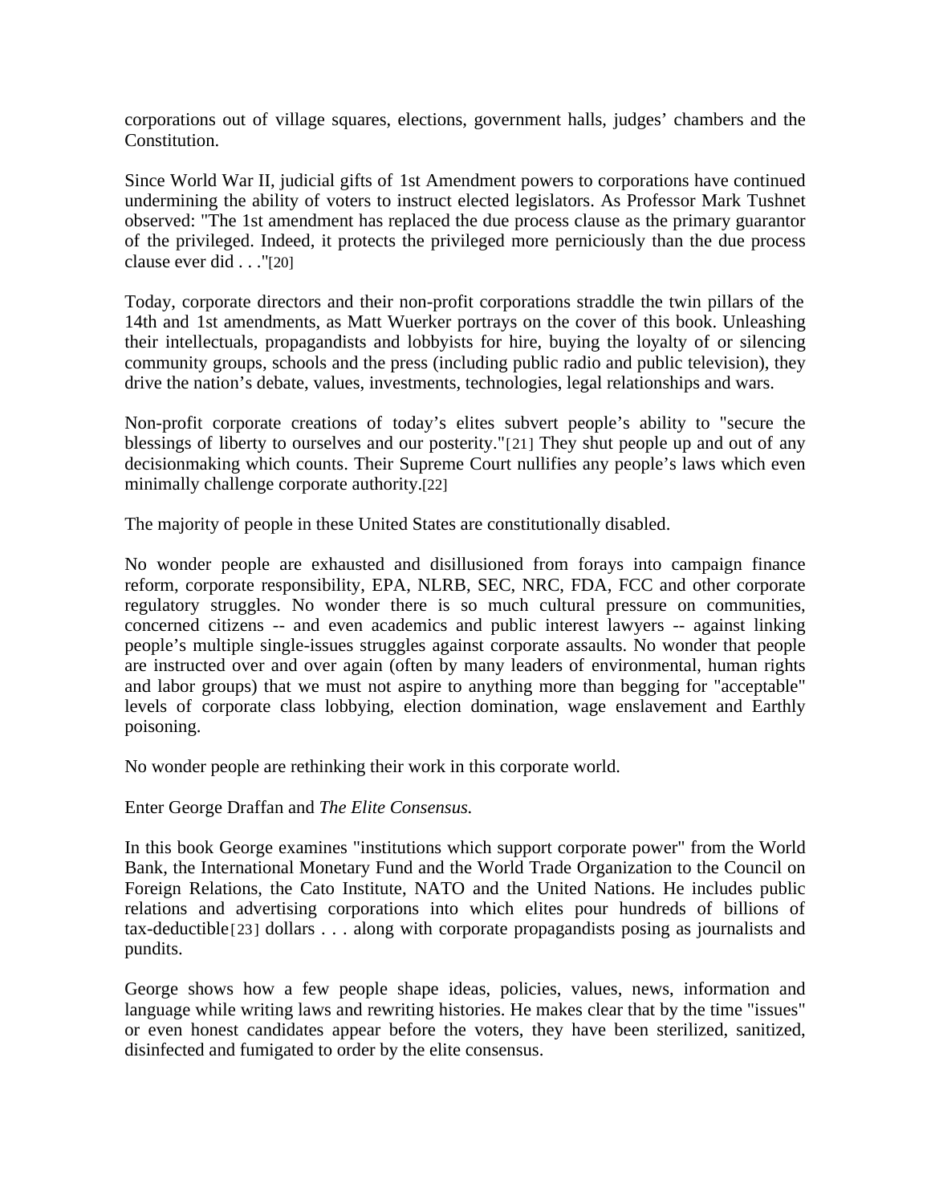corporations out of village squares, elections, government halls, judges' chambers and the Constitution.

Since World War II, judicial gifts of 1st Amendment powers to corporations have continued undermining the ability of voters to instruct elected legislators. As Professor Mark Tushnet observed: "The 1st amendment has replaced the due process clause as the primary guarantor of the privileged. Indeed, it protects the privileged more perniciously than the due process clause ever did . . ."[20]

Today, corporate directors and their non-profit corporations straddle the twin pillars of the 14th and 1st amendments, as Matt Wuerker portrays on the cover of this book. Unleashing their intellectuals, propagandists and lobbyists for hire, buying the loyalty of or silencing community groups, schools and the press (including public radio and public television), they drive the nation's debate, values, investments, technologies, legal relationships and wars.

Non-profit corporate creations of today's elites subvert people's ability to "secure the blessings of liberty to ourselves and our posterity."[21] They shut people up and out of any decisionmaking which counts. Their Supreme Court nullifies any people's laws which even minimally challenge corporate authority.[22]

The majority of people in these United States are constitutionally disabled.

No wonder people are exhausted and disillusioned from forays into campaign finance reform, corporate responsibility, EPA, NLRB, SEC, NRC, FDA, FCC and other corporate regulatory struggles. No wonder there is so much cultural pressure on communities, concerned citizens -- and even academics and public interest lawyers -- against linking people's multiple single-issues struggles against corporate assaults. No wonder that people are instructed over and over again (often by many leaders of environmental, human rights and labor groups) that we must not aspire to anything more than begging for "acceptable" levels of corporate class lobbying, election domination, wage enslavement and Earthly poisoning.

No wonder people are rethinking their work in this corporate world.

Enter George Draffan and *The Elite Consensus.*

In this book George examines "institutions which support corporate power" from the World Bank, the International Monetary Fund and the World Trade Organization to the Council on Foreign Relations, the Cato Institute, NATO and the United Nations. He includes public relations and advertising corporations into which elites pour hundreds of billions of tax-deductible[23] dollars . . . along with corporate propagandists posing as journalists and pundits.

George shows how a few people shape ideas, policies, values, news, information and language while writing laws and rewriting histories. He makes clear that by the time "issues" or even honest candidates appear before the voters, they have been sterilized, sanitized, disinfected and fumigated to order by the elite consensus.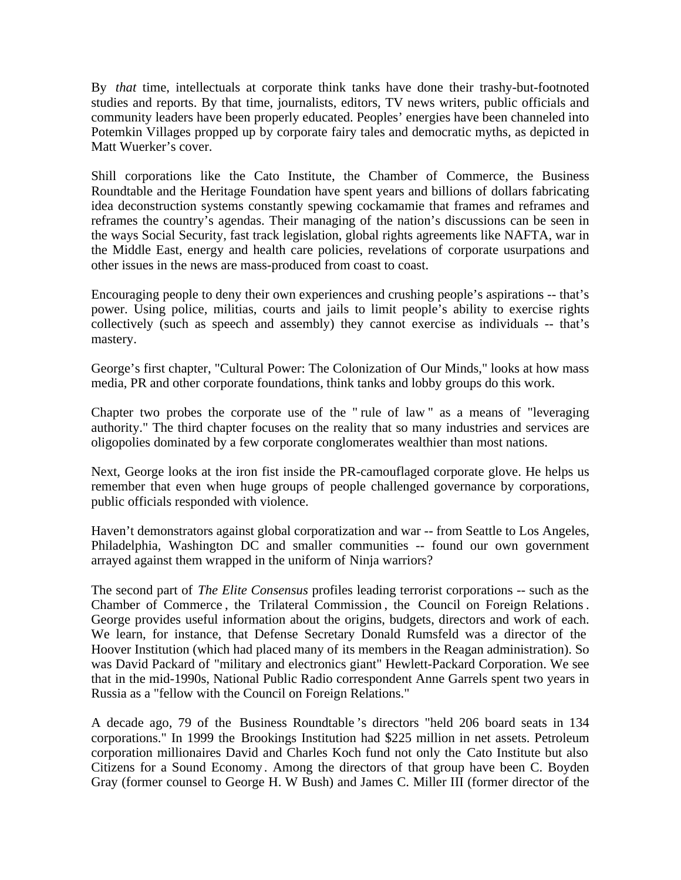By *that* time, intellectuals at corporate think tanks have done their trashy-but-footnoted studies and reports. By that time, journalists, editors, TV news writers, public officials and community leaders have been properly educated. Peoples' energies have been channeled into Potemkin Villages propped up by corporate fairy tales and democratic myths, as depicted in Matt Wuerker's cover.

Shill corporations like the Cato Institute, the Chamber of Commerce, the Business Roundtable and the Heritage Foundation have spent years and billions of dollars fabricating idea deconstruction systems constantly spewing cockamamie that frames and reframes and reframes the country's agendas. Their managing of the nation's discussions can be seen in the ways Social Security, fast track legislation, global rights agreements like NAFTA, war in the Middle East, energy and health care policies, revelations of corporate usurpations and other issues in the news are mass-produced from coast to coast.

Encouraging people to deny their own experiences and crushing people's aspirations -- that's power. Using police, militias, courts and jails to limit people's ability to exercise rights collectively (such as speech and assembly) they cannot exercise as individuals -- that's mastery.

George's first chapter, "Cultural Power: The Colonization of Our Minds," looks at how mass media, PR and other corporate foundations, think tanks and lobby groups do this work.

Chapter two probes the corporate use of the " rule of law " as a means of "leveraging authority." The third chapter focuses on the reality that so many industries and services are oligopolies dominated by a few corporate conglomerates wealthier than most nations.

Next, George looks at the iron fist inside the PR-camouflaged corporate glove. He helps us remember that even when huge groups of people challenged governance by corporations, public officials responded with violence.

Haven't demonstrators against global corporatization and war -- from Seattle to Los Angeles, Philadelphia, Washington DC and smaller communities -- found our own government arrayed against them wrapped in the uniform of Ninja warriors?

The second part of *The Elite Consensus* profiles leading terrorist corporations -- such as the Chamber of Commerce , the Trilateral Commission , the Council on Foreign Relations . George provides useful information about the origins, budgets, directors and work of each. We learn, for instance, that Defense Secretary Donald Rumsfeld was a director of the Hoover Institution (which had placed many of its members in the Reagan administration). So was David Packard of "military and electronics giant" Hewlett-Packard Corporation. We see that in the mid-1990s, National Public Radio correspondent Anne Garrels spent two years in Russia as a "fellow with the Council on Foreign Relations."

A decade ago, 79 of the Business Roundtable 's directors "held 206 board seats in 134 corporations." In 1999 the Brookings Institution had $225 million in net assets. Petroleum corporation millionaires David and Charles Koch fund not only the Cato Institute but also Citizens for a Sound Economy . Among the directors of that group have been C. Boyden Gray (former counsel to George H. W Bush) and James C. Miller III (former director of the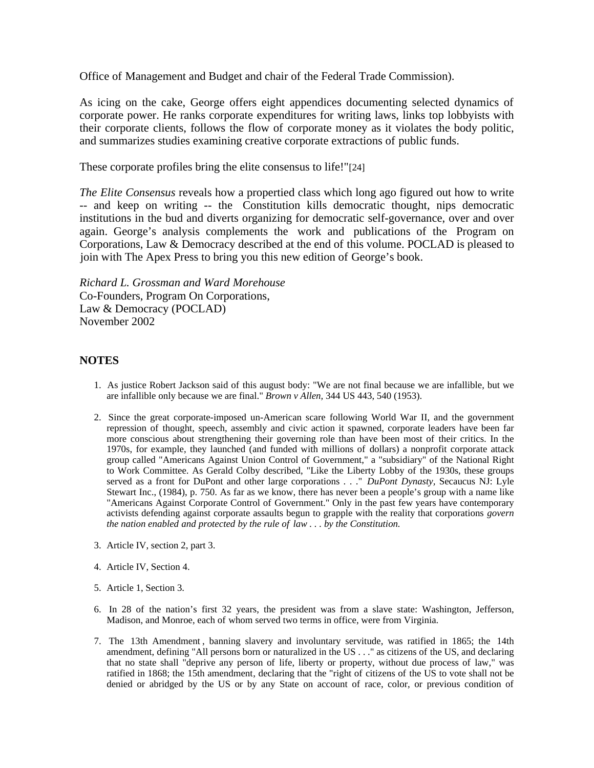Office of Management and Budget and chair of the Federal Trade Commission).

As icing on the cake, George offers eight appendices documenting selected dynamics of corporate power. He ranks corporate expenditures for writing laws, links top lobbyists with their corporate clients, follows the flow of corporate money as it violates the body politic, and summarizes studies examining creative corporate extractions of public funds.

These corporate profiles bring the elite consensus to life!"[24]

*The Elite Consensus* reveals how a propertied class which long ago figured out how to write -- and keep on writing -- the Constitution kills democratic thought, nips democratic institutions in the bud and diverts organizing for democratic self-governance, over and over again. George's analysis complements the work and publications of the Program on Corporations, Law & Democracy described at the end of this volume. POCLAD is pleased to join with The Apex Press to bring you this new edition of George's book.

*Richard L. Grossman and Ward Morehouse*
Co-Founders, Program On Corporations,
Law & Democracy (POCLAD)
November 2002

**NOTES**

1. As justice Robert Jackson said of this august body: "We are not final because we are infallible, but we are infallible only because we are final." *Brown v Allen,* 344 US 443, 540 (1953).

2. Since the great corporate-imposed un-American scare following World War II, and the government repression of thought, speech, assembly and civic action it spawned, corporate leaders have been far more conscious about strengthening their governing role than have been most of their critics. In the 1970s, for example, they launched (and funded with millions of dollars) a nonprofit corporate attack group called "Americans Against Union Control of Government," a "subsidiary" of the National Right to Work Committee. As Gerald Colby described, "Like the Liberty Lobby of the 1930s, these groups served as a front for DuPont and other large corporations . . ." *DuPont Dynasty,* Secaucus NJ: Lyle Stewart Inc., (1984), p. 750. As far as we know, there has never been a people's group with a name like "Americans Against Corporate Control of Government." Only in the past few years have contemporary activists defending against corporate assaults begun to grapple with the reality that corporations *govern the nation enabled and protected by the rule of law . . . by the Constitution.*

3. Article IV, section 2, part 3.

4. Article IV, Section 4.

5. Article 1, Section 3.

6. In 28 of the nation's first 32 years, the president was from a slave state: Washington, Jefferson, Madison, and Monroe, each of whom served two terms in office, were from Virginia.

7. The 13th Amendment , banning slavery and involuntary servitude, was ratified in 1865; the 14th amendment, defining "All persons born or naturalized in the US . . ." as citizens of the US, and declaring that no state shall "deprive any person of life, liberty or property, without due process of law," was ratified in 1868; the 15th amendment, declaring that the "right of citizens of the US to vote shall not be denied or abridged by the US or by any State on account of race, color, or previous condition of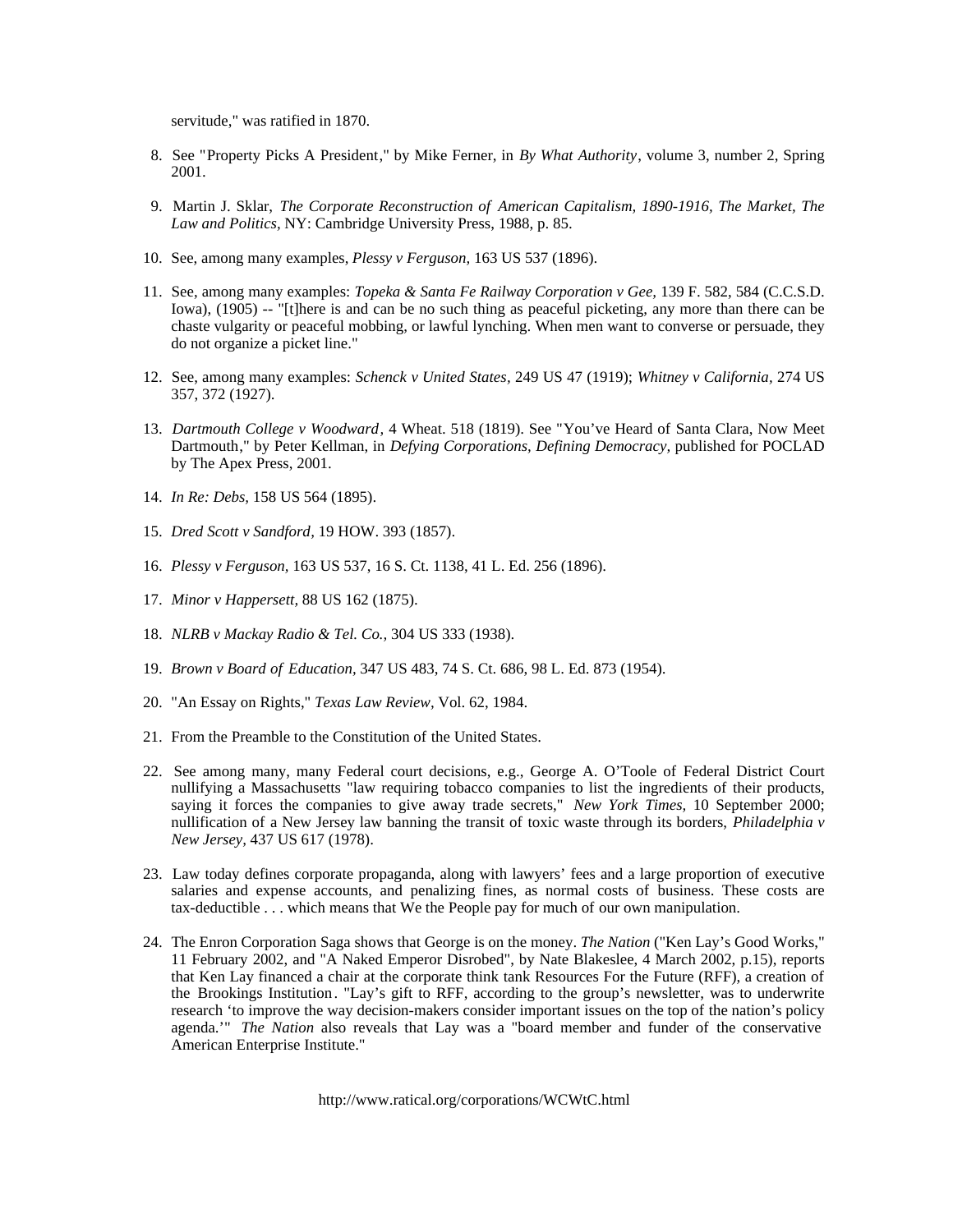servitude," was ratified in 1870.

8. See "Property Picks A President," by Mike Ferner, in *By What Authority*, volume 3, number 2, Spring 2001.

9. Martin J. Sklar, *The Corporate Reconstruction of American Capitalism, 1890-1916, The Market, The Law and Politics*, NY: Cambridge University Press, 1988, p. 85.

10. See, among many examples, *Plessy v Ferguson*, 163 US 537 (1896).

11. See, among many examples: *Topeka & Santa Fe Railway Corporation v Gee*, 139 F. 582, 584 (C.C.S.D. Iowa), (1905) -- "[t]here is and can be no such thing as peaceful picketing, any more than there can be chaste vulgarity or peaceful mobbing, or lawful lynching. When men want to converse or persuade, they do not organize a picket line."

12. See, among many examples: *Schenck v United States*, 249 US 47 (1919); *Whitney v California*, 274 US 357, 372 (1927).

13. *Dartmouth College v Woodward*, 4 Wheat. 518 (1819). See "You've Heard of Santa Clara, Now Meet Dartmouth," by Peter Kellman, in *Defying Corporations, Defining Democracy*, published for POCLAD by The Apex Press, 2001.

14. *In Re: Debs*, 158 US 564 (1895).

15. *Dred Scott v Sandford*, 19 HOW. 393 (1857).

16. *Plessy v Ferguson*, 163 US 537, 16 S. Ct. 1138, 41 L. Ed. 256 (1896).

17. *Minor v Happersett*, 88 US 162 (1875).

18. *NLRB v Mackay Radio & Tel. Co.*, 304 US 333 (1938).

19. *Brown v Board of Education*, 347 US 483, 74 S. Ct. 686, 98 L. Ed. 873 (1954).

20. "An Essay on Rights," *Texas Law Review*, Vol. 62, 1984.

21. From the Preamble to the Constitution of the United States.

22. See among many, many Federal court decisions, e.g., George A. O'Toole of Federal District Court nullifying a Massachusetts "law requiring tobacco companies to list the ingredients of their products, saying it forces the companies to give away trade secrets," *New York Times*, 10 September 2000; nullification of a New Jersey law banning the transit of toxic waste through its borders, *Philadelphia v New Jersey*, 437 US 617 (1978).

23. Law today defines corporate propaganda, along with lawyers' fees and a large proportion of executive salaries and expense accounts, and penalizing fines, as normal costs of business. These costs are tax-deductible . . . which means that We the People pay for much of our own manipulation.

24. The Enron Corporation Saga shows that George is on the money. *The Nation* ("Ken Lay's Good Works," 11 February 2002, and "A Naked Emperor Disrobed", by Nate Blakeslee, 4 March 2002, p.15), reports that Ken Lay financed a chair at the corporate think tank Resources For the Future (RFF), a creation of the Brookings Institution. "Lay's gift to RFF, according to the group's newsletter, was to underwrite research 'to improve the way decision-makers consider important issues on the top of the nation's policy agenda.'" *The Nation* also reveals that Lay was a "board member and funder of the conservative American Enterprise Institute."